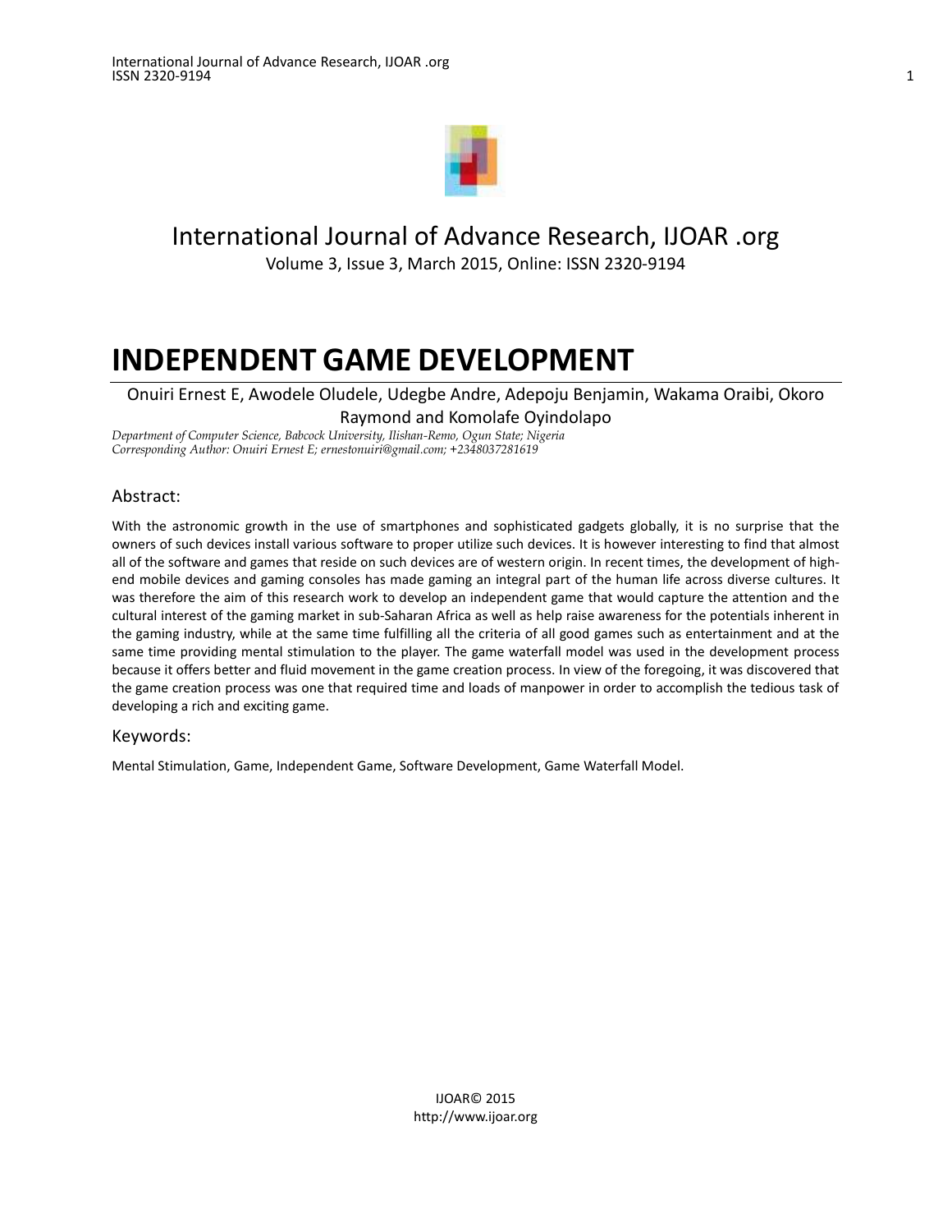International Journal of Advance Research, IJOAR .org

Volume 3, Issue 3, March 2015, Online: ISSN 2320-9194

# INDEPENDENT GAME DEVELOPMENT

Onuiri Ernest E, Awodele Oludele, Udegbe Andre, Adepoju Benjamin, Wakama Oraibi, Okoro Raymond and Komolafe Oyindolapo

*Department of Computer Science, Babcock University, Ilishan-Remo, Ogun State; Nigeria*
*Corresponding Author: Onuiri Ernest E; ernestonuiri@gmail.com; +2348037281619*

## Abstract:

With the astronomic growth in the use of smartphones and sophisticated gadgets globally, it is no surprise that the owners of such devices install various software to proper utilize such devices. It is however interesting to find that almost all of the software and games that reside on such devices are of western origin. In recent times, the development of high-end mobile devices and gaming consoles has made gaming an integral part of the human life across diverse cultures. It was therefore the aim of this research work to develop an independent game that would capture the attention and the cultural interest of the gaming market in sub-Saharan Africa as well as help raise awareness for the potentials inherent in the gaming industry, while at the same time fulfilling all the criteria of all good games such as entertainment and at the same time providing mental stimulation to the player. The game waterfall model was used in the development process because it offers better and fluid movement in the game creation process. In view of the foregoing, it was discovered that the game creation process was one that required time and loads of manpower in order to accomplish the tedious task of developing a rich and exciting game.

## Keywords:

Mental Stimulation, Game, Independent Game, Software Development, Game Waterfall Model.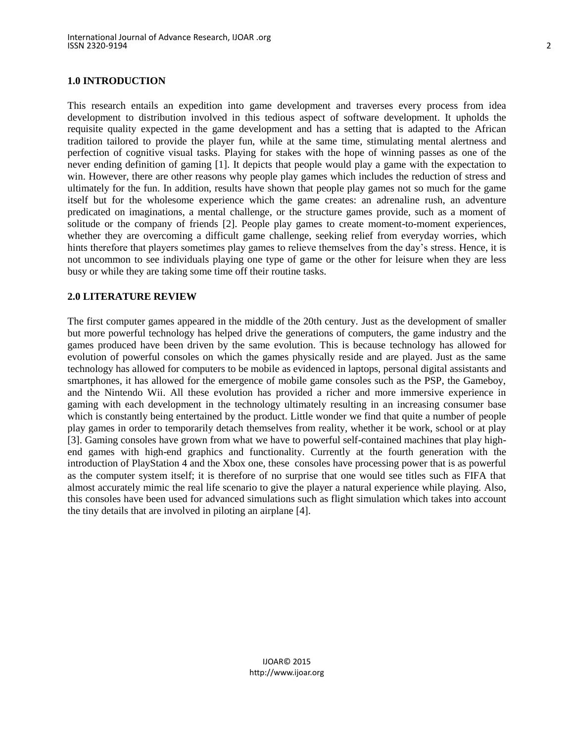## 1.0 INTRODUCTION

This research entails an expedition into game development and traverses every process from idea development to distribution involved in this tedious aspect of software development. It upholds the requisite quality expected in the game development and has a setting that is adapted to the African tradition tailored to provide the player fun, while at the same time, stimulating mental alertness and perfection of cognitive visual tasks. Playing for stakes with the hope of winning passes as one of the never ending definition of gaming [1]. It depicts that people would play a game with the expectation to win. However, there are other reasons why people play games which includes the reduction of stress and ultimately for the fun. In addition, results have shown that people play games not so much for the game itself but for the wholesome experience which the game creates: an adrenaline rush, an adventure predicated on imaginations, a mental challenge, or the structure games provide, such as a moment of solitude or the company of friends [2]. People play games to create moment-to-moment experiences, whether they are overcoming a difficult game challenge, seeking relief from everyday worries, which hints therefore that players sometimes play games to relieve themselves from the day's stress. Hence, it is not uncommon to see individuals playing one type of game or the other for leisure when they are less busy or while they are taking some time off their routine tasks.

## 2.0 LITERATURE REVIEW

The first computer games appeared in the middle of the 20th century. Just as the development of smaller but more powerful technology has helped drive the generations of computers, the game industry and the games produced have been driven by the same evolution. This is because technology has allowed for evolution of powerful consoles on which the games physically reside and are played. Just as the same technology has allowed for computers to be mobile as evidenced in laptops, personal digital assistants and smartphones, it has allowed for the emergence of mobile game consoles such as the PSP, the Gameboy, and the Nintendo Wii. All these evolution has provided a richer and more immersive experience in gaming with each development in the technology ultimately resulting in an increasing consumer base which is constantly being entertained by the product. Little wonder we find that quite a number of people play games in order to temporarily detach themselves from reality, whether it be work, school or at play [3]. Gaming consoles have grown from what we have to powerful self-contained machines that play high-end games with high-end graphics and functionality. Currently at the fourth generation with the introduction of PlayStation 4 and the Xbox one, these consoles have processing power that is as powerful as the computer system itself; it is therefore of no surprise that one would see titles such as FIFA that almost accurately mimic the real life scenario to give the player a natural experience while playing. Also, this consoles have been used for advanced simulations such as flight simulation which takes into account the tiny details that are involved in piloting an airplane [4].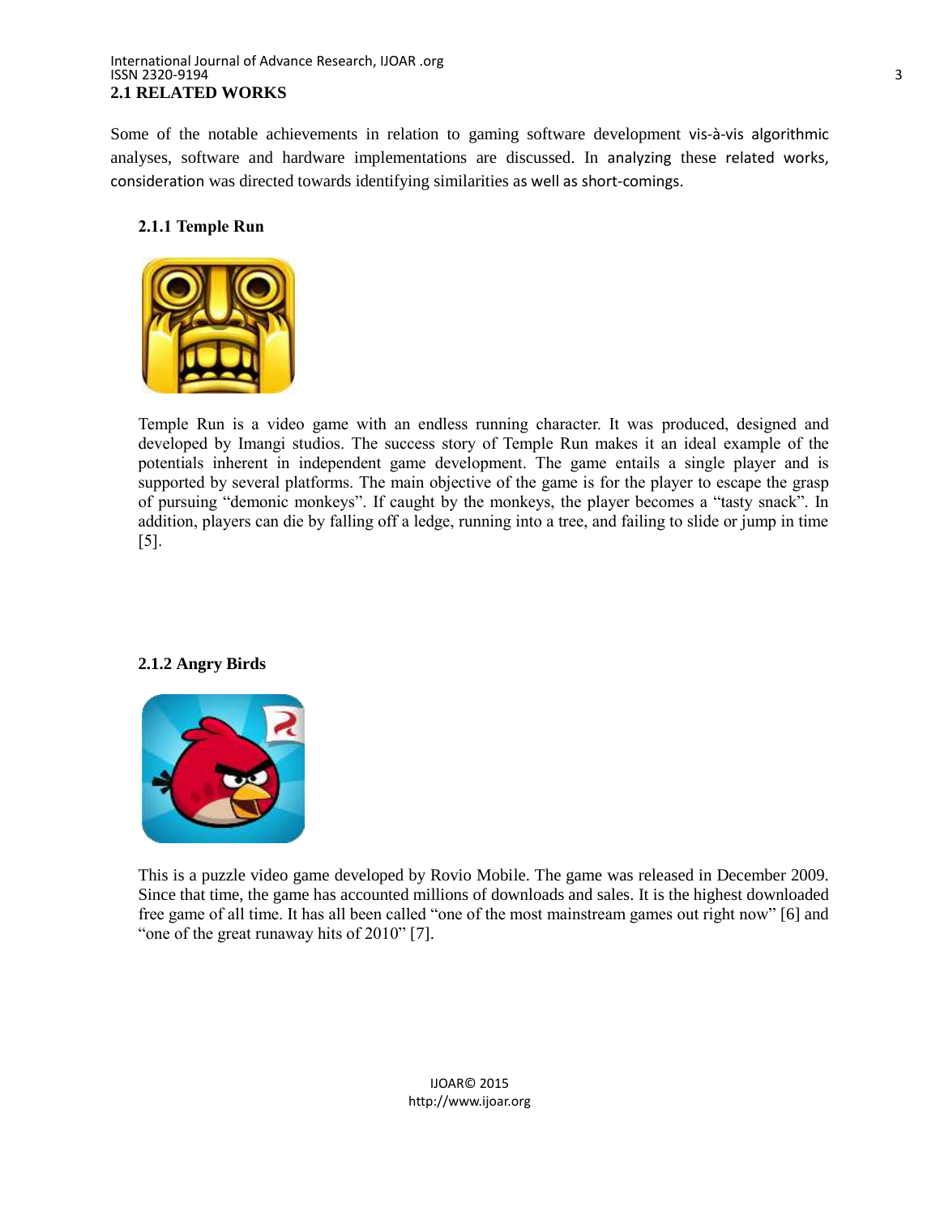## 2.1 RELATED WORKS

Some of the notable achievements in relation to gaming software development vis-à-vis algorithmic analyses, software and hardware implementations are discussed. In analyzing these related works, consideration was directed towards identifying similarities as well as short-comings.

### 2.1.1 Temple Run

Temple Run is a video game with an endless running character. It was produced, designed and developed by Imangi studios. The success story of Temple Run makes it an ideal example of the potentials inherent in independent game development. The game entails a single player and is supported by several platforms. The main objective of the game is for the player to escape the grasp of pursuing "demonic monkeys". If caught by the monkeys, the player becomes a "tasty snack". In addition, players can die by falling off a ledge, running into a tree, and failing to slide or jump in time [5].

### 2.1.2 Angry Birds

This is a puzzle video game developed by Rovio Mobile. The game was released in December 2009. Since that time, the game has accounted millions of downloads and sales. It is the highest downloaded free game of all time. It has all been called "one of the most mainstream games out right now" [6] and "one of the great runaway hits of 2010" [7].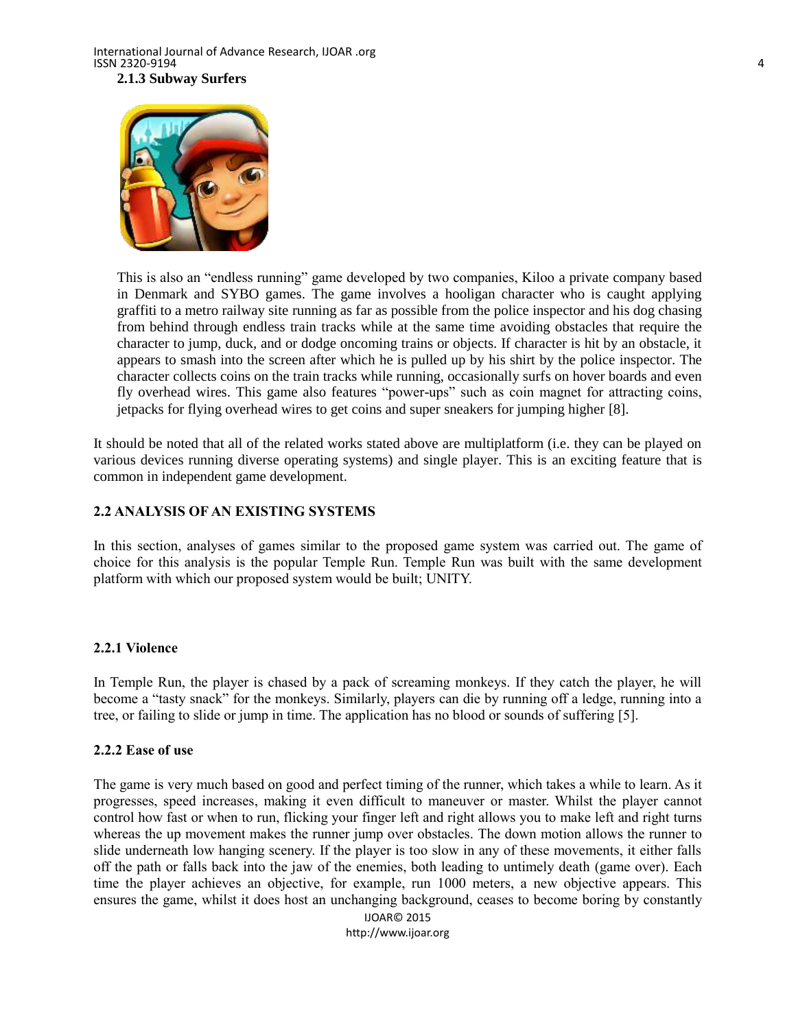### 2.1.3 Subway Surfers

This is also an "endless running" game developed by two companies, Kiloo a private company based in Denmark and SYBO games. The game involves a hooligan character who is caught applying graffiti to a metro railway site running as far as possible from the police inspector and his dog chasing from behind through endless train tracks while at the same time avoiding obstacles that require the character to jump, duck, and or dodge oncoming trains or objects. If character is hit by an obstacle, it appears to smash into the screen after which he is pulled up by his shirt by the police inspector. The character collects coins on the train tracks while running, occasionally surfs on hover boards and even fly overhead wires. This game also features "power-ups" such as coin magnet for attracting coins, jetpacks for flying overhead wires to get coins and super sneakers for jumping higher [8].

It should be noted that all of the related works stated above are multiplatform (i.e. they can be played on various devices running diverse operating systems) and single player. This is an exciting feature that is common in independent game development.

## 2.2 ANALYSIS OF AN EXISTING SYSTEMS

In this section, analyses of games similar to the proposed game system was carried out. The game of choice for this analysis is the popular Temple Run. Temple Run was built with the same development platform with which our proposed system would be built; UNITY.

### 2.2.1 Violence

In Temple Run, the player is chased by a pack of screaming monkeys. If they catch the player, he will become a "tasty snack" for the monkeys. Similarly, players can die by running off a ledge, running into a tree, or failing to slide or jump in time. The application has no blood or sounds of suffering [5].

### 2.2.2 Ease of use

The game is very much based on good and perfect timing of the runner, which takes a while to learn. As it progresses, speed increases, making it even difficult to maneuver or master. Whilst the player cannot control how fast or when to run, flicking your finger left and right allows you to make left and right turns whereas the up movement makes the runner jump over obstacles. The down motion allows the runner to slide underneath low hanging scenery. If the player is too slow in any of these movements, it either falls off the path or falls back into the jaw of the enemies, both leading to untimely death (game over). Each time the player achieves an objective, for example, run 1000 meters, a new objective appears. This ensures the game, whilst it does host an unchanging background, ceases to become boring by constantly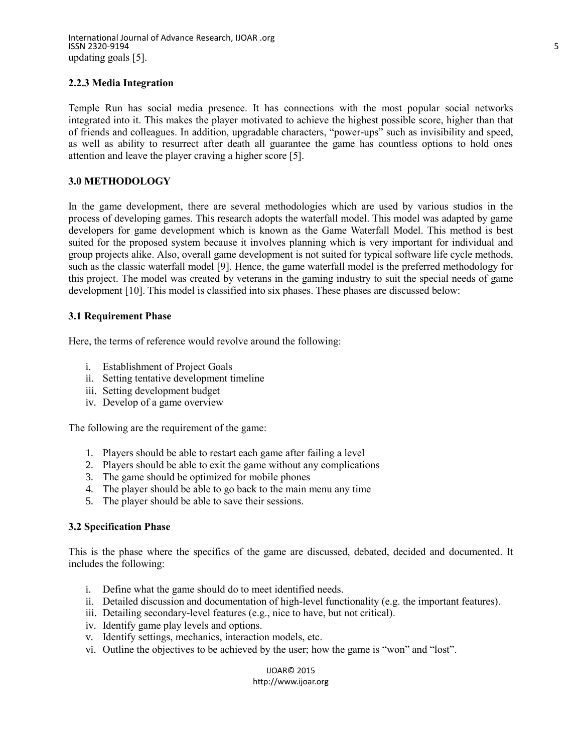updating goals [5].

### 2.2.3 Media Integration

Temple Run has social media presence. It has connections with the most popular social networks integrated into it. This makes the player motivated to achieve the highest possible score, higher than that of friends and colleagues. In addition, upgradable characters, "power-ups" such as invisibility and speed, as well as ability to resurrect after death all guarantee the game has countless options to hold ones attention and leave the player craving a higher score [5].

## 3.0 METHODOLOGY

In the game development, there are several methodologies which are used by various studios in the process of developing games. This research adopts the waterfall model. This model was adapted by game developers for game development which is known as the Game Waterfall Model. This method is best suited for the proposed system because it involves planning which is very important for individual and group projects alike. Also, overall game development is not suited for typical software life cycle methods, such as the classic waterfall model [9]. Hence, the game waterfall model is the preferred methodology for this project. The model was created by veterans in the gaming industry to suit the special needs of game development [10]. This model is classified into six phases. These phases are discussed below:

### 3.1 Requirement Phase

Here, the terms of reference would revolve around the following:

i. Establishment of Project Goals
ii. Setting tentative development timeline
iii. Setting development budget
iv. Develop of a game overview

The following are the requirement of the game:

1. Players should be able to restart each game after failing a level
2. Players should be able to exit the game without any complications
3. The game should be optimized for mobile phones
4. The player should be able to go back to the main menu any time
5. The player should be able to save their sessions.

### 3.2 Specification Phase

This is the phase where the specifics of the game are discussed, debated, decided and documented. It includes the following:

i. Define what the game should do to meet identified needs.
ii. Detailed discussion and documentation of high-level functionality (e.g. the important features).
iii. Detailing secondary-level features (e.g., nice to have, but not critical).
iv. Identify game play levels and options.
v. Identify settings, mechanics, interaction models, etc.
vi. Outline the objectives to be achieved by the user; how the game is "won" and "lost".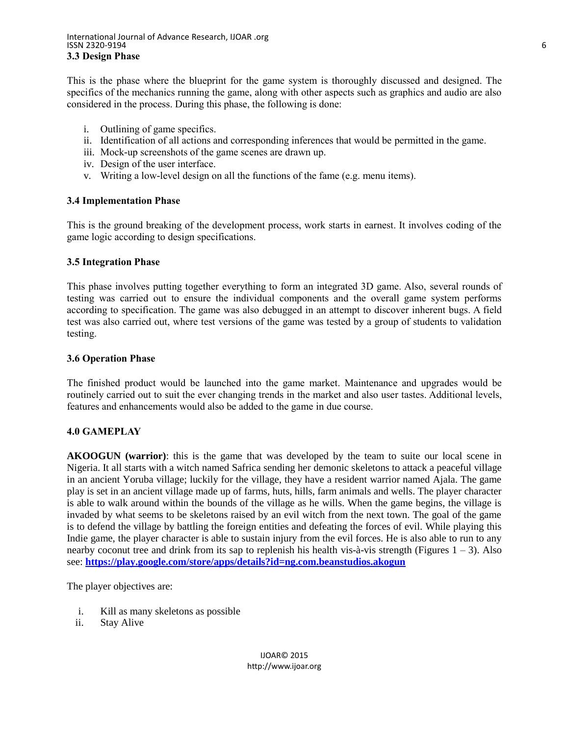### 3.3 Design Phase

This is the phase where the blueprint for the game system is thoroughly discussed and designed. The specifics of the mechanics running the game, along with other aspects such as graphics and audio are also considered in the process. During this phase, the following is done:

i. Outlining of game specifics.
ii. Identification of all actions and corresponding inferences that would be permitted in the game.
iii. Mock-up screenshots of the game scenes are drawn up.
iv. Design of the user interface.
v. Writing a low-level design on all the functions of the fame (e.g. menu items).

### 3.4 Implementation Phase

This is the ground breaking of the development process, work starts in earnest. It involves coding of the game logic according to design specifications.

### 3.5 Integration Phase

This phase involves putting together everything to form an integrated 3D game. Also, several rounds of testing was carried out to ensure the individual components and the overall game system performs according to specification. The game was also debugged in an attempt to discover inherent bugs. A field test was also carried out, where test versions of the game was tested by a group of students to validation testing.

### 3.6 Operation Phase

The finished product would be launched into the game market. Maintenance and upgrades would be routinely carried out to suit the ever changing trends in the market and also user tastes. Additional levels, features and enhancements would also be added to the game in due course.

## 4.0 GAMEPLAY

**AKOOGUN (warrior)**: this is the game that was developed by the team to suite our local scene in Nigeria. It all starts with a witch named Safrica sending her demonic skeletons to attack a peaceful village in an ancient Yoruba village; luckily for the village, they have a resident warrior named Ajala. The game play is set in an ancient village made up of farms, huts, hills, farm animals and wells. The player character is able to walk around within the bounds of the village as he wills. When the game begins, the village is invaded by what seems to be skeletons raised by an evil witch from the next town. The goal of the game is to defend the village by battling the foreign entities and defeating the forces of evil. While playing this Indie game, the player character is able to sustain injury from the evil forces. He is also able to run to any nearby coconut tree and drink from its sap to replenish his health vis-à-vis strength (Figures 1 – 3). Also see: **https://play.google.com/store/apps/details?id=ng.com.beanstudios.akogun**

The player objectives are:

i. Kill as many skeletons as possible
ii. Stay Alive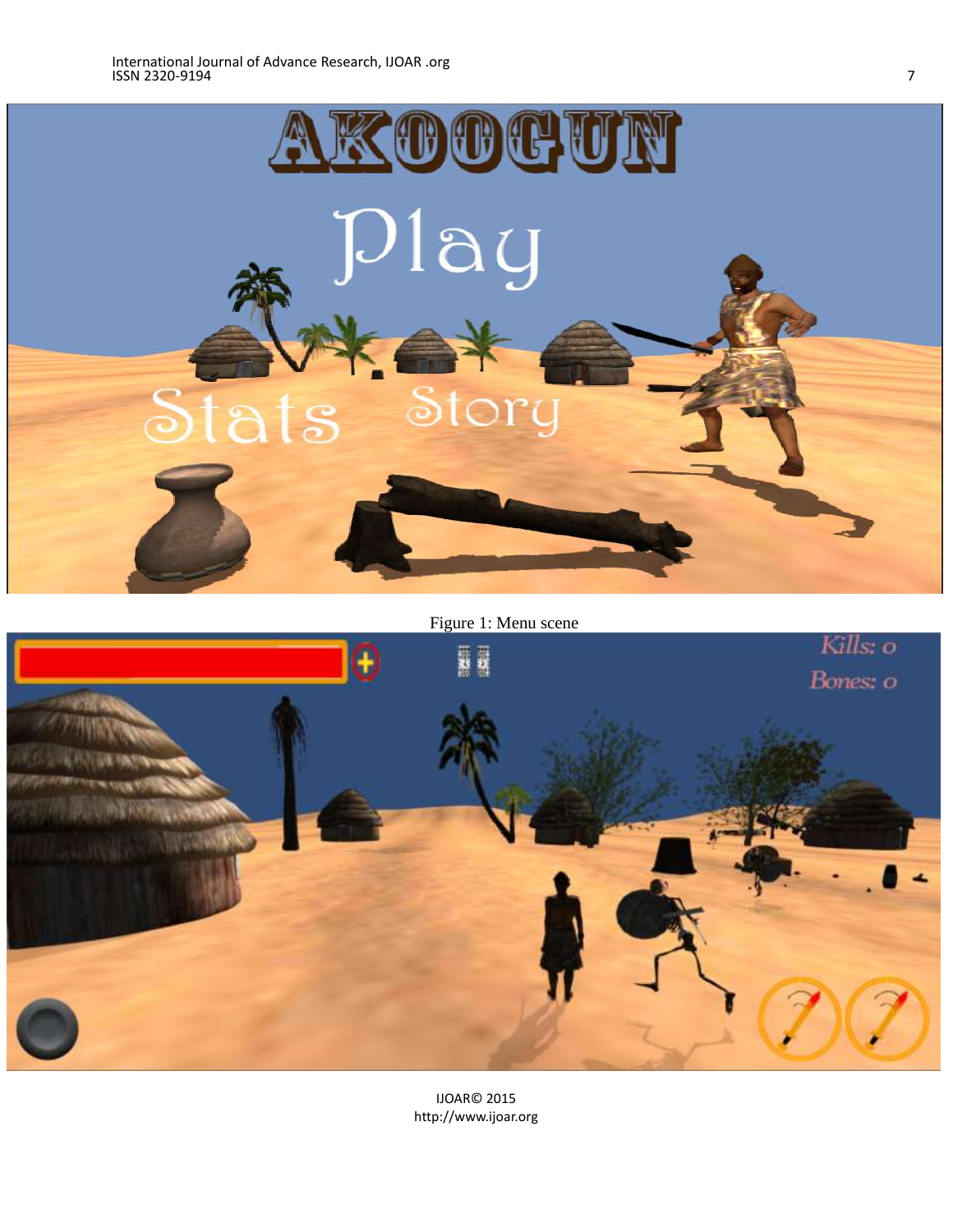Figure 1: Menu scene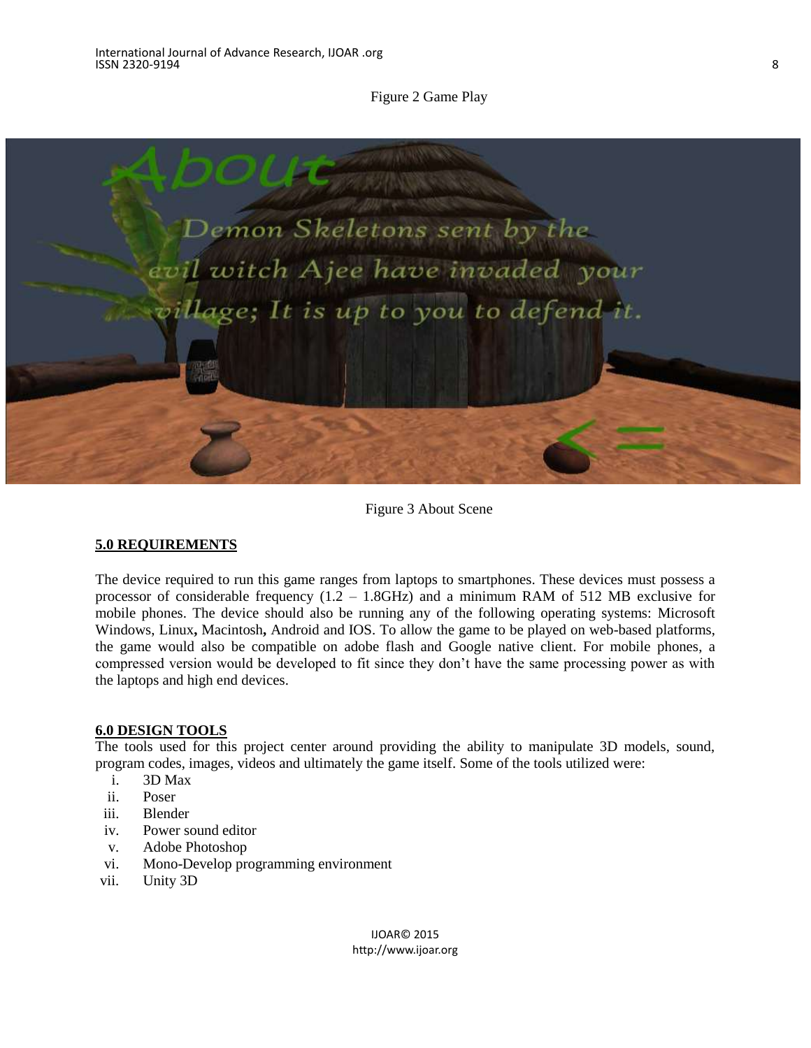Figure 2 Game Play

Figure 3 About Scene

## 5.0 REQUIREMENTS

The device required to run this game ranges from laptops to smartphones. These devices must possess a processor of considerable frequency (1.2 – 1.8GHz) and a minimum RAM of 512 MB exclusive for mobile phones. The device should also be running any of the following operating systems: Microsoft Windows, Linux**,** Macintosh**,** Android and IOS. To allow the game to be played on web-based platforms, the game would also be compatible on adobe flash and Google native client. For mobile phones, a compressed version would be developed to fit since they don't have the same processing power as with the laptops and high end devices.

## 6.0 DESIGN TOOLS

The tools used for this project center around providing the ability to manipulate 3D models, sound, program codes, images, videos and ultimately the game itself. Some of the tools utilized were:

i. 3D Max
ii. Poser
iii. Blender
iv. Power sound editor
v. Adobe Photoshop
vi. Mono-Develop programming environment
vii. Unity 3D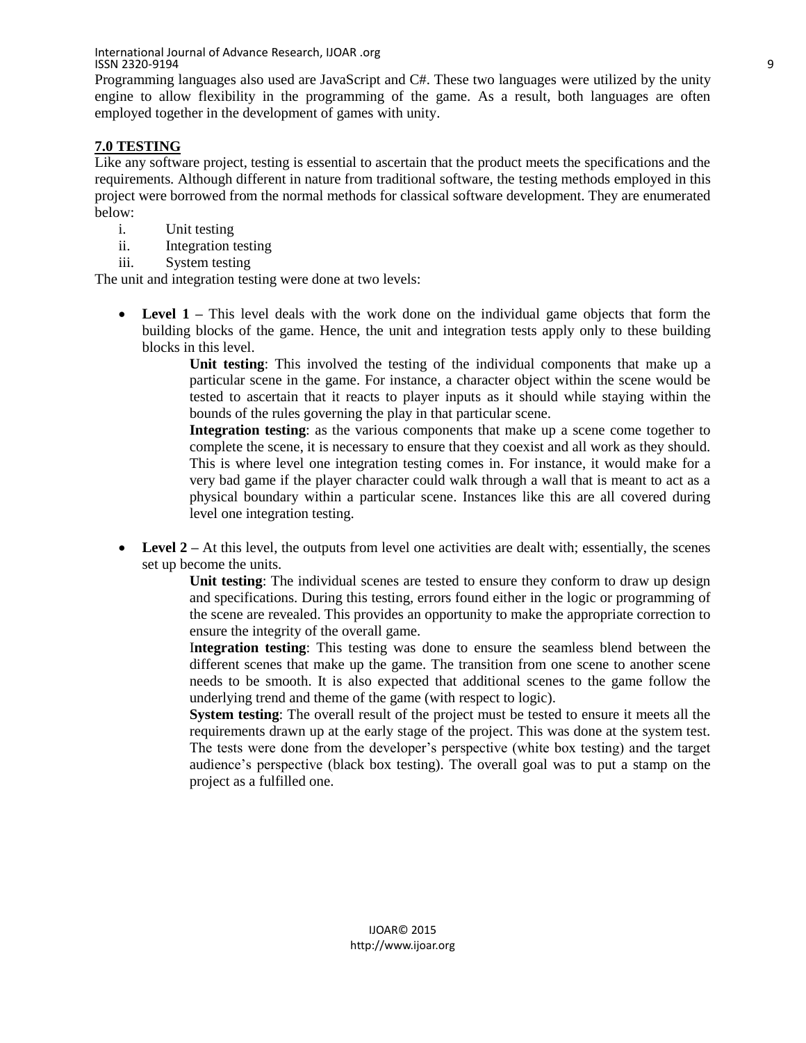Programming languages also used are JavaScript and C#. These two languages were utilized by the unity engine to allow flexibility in the programming of the game. As a result, both languages are often employed together in the development of games with unity.

## 7.0 TESTING

Like any software project, testing is essential to ascertain that the product meets the specifications and the requirements. Although different in nature from traditional software, the testing methods employed in this project were borrowed from the normal methods for classical software development. They are enumerated below:

i. Unit testing
ii. Integration testing
iii. System testing

The unit and integration testing were done at two levels:

- **Level 1 –** This level deals with the work done on the individual game objects that form the building blocks of the game. Hence, the unit and integration tests apply only to these building blocks in this level.

  **Unit testing**: This involved the testing of the individual components that make up a particular scene in the game. For instance, a character object within the scene would be tested to ascertain that it reacts to player inputs as it should while staying within the bounds of the rules governing the play in that particular scene.

  **Integration testing**: as the various components that make up a scene come together to complete the scene, it is necessary to ensure that they coexist and all work as they should. This is where level one integration testing comes in. For instance, it would make for a very bad game if the player character could walk through a wall that is meant to act as a physical boundary within a particular scene. Instances like this are all covered during level one integration testing.

- **Level 2 –** At this level, the outputs from level one activities are dealt with; essentially, the scenes set up become the units.

  **Unit testing**: The individual scenes are tested to ensure they conform to draw up design and specifications. During this testing, errors found either in the logic or programming of the scene are revealed. This provides an opportunity to make the appropriate correction to ensure the integrity of the overall game.

  **Integration testing**: This testing was done to ensure the seamless blend between the different scenes that make up the game. The transition from one scene to another scene needs to be smooth. It is also expected that additional scenes to the game follow the underlying trend and theme of the game (with respect to logic).

  **System testing**: The overall result of the project must be tested to ensure it meets all the requirements drawn up at the early stage of the project. This was done at the system test. The tests were done from the developer's perspective (white box testing) and the target audience's perspective (black box testing). The overall goal was to put a stamp on the project as a fulfilled one.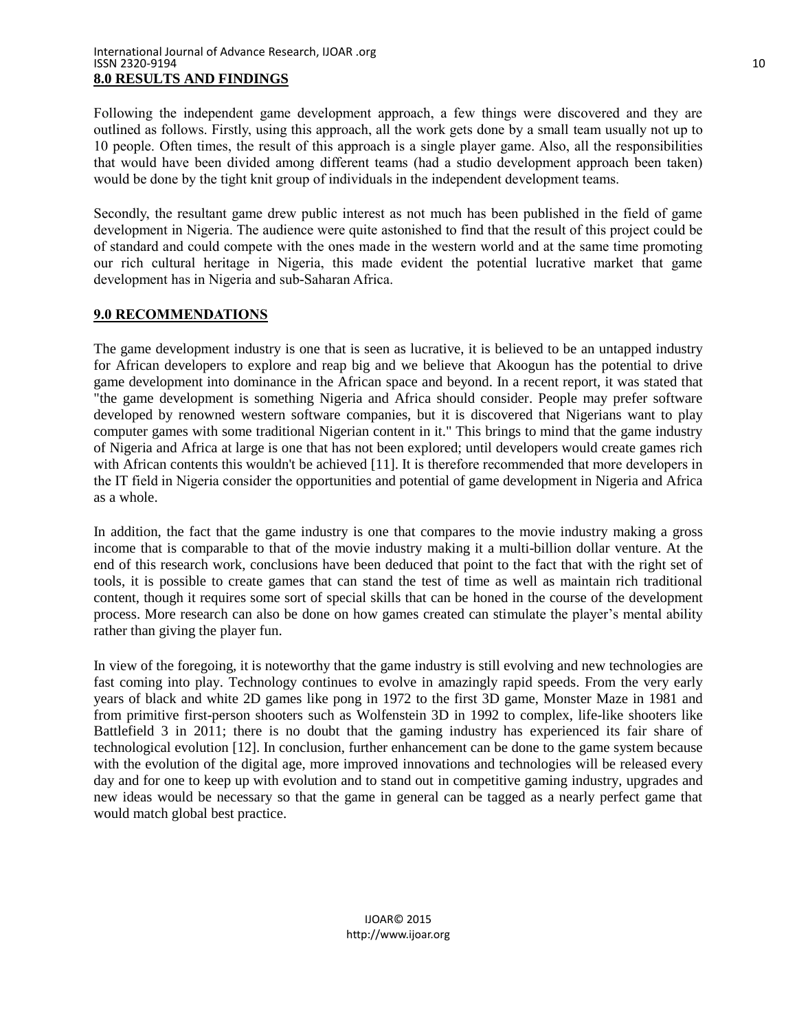## 8.0 RESULTS AND FINDINGS

Following the independent game development approach, a few things were discovered and they are outlined as follows. Firstly, using this approach, all the work gets done by a small team usually not up to 10 people. Often times, the result of this approach is a single player game. Also, all the responsibilities that would have been divided among different teams (had a studio development approach been taken) would be done by the tight knit group of individuals in the independent development teams.

Secondly, the resultant game drew public interest as not much has been published in the field of game development in Nigeria. The audience were quite astonished to find that the result of this project could be of standard and could compete with the ones made in the western world and at the same time promoting our rich cultural heritage in Nigeria, this made evident the potential lucrative market that game development has in Nigeria and sub-Saharan Africa.

## 9.0 RECOMMENDATIONS

The game development industry is one that is seen as lucrative, it is believed to be an untapped industry for African developers to explore and reap big and we believe that Akoogun has the potential to drive game development into dominance in the African space and beyond. In a recent report, it was stated that "the game development is something Nigeria and Africa should consider. People may prefer software developed by renowned western software companies, but it is discovered that Nigerians want to play computer games with some traditional Nigerian content in it." This brings to mind that the game industry of Nigeria and Africa at large is one that has not been explored; until developers would create games rich with African contents this wouldn't be achieved [11]. It is therefore recommended that more developers in the IT field in Nigeria consider the opportunities and potential of game development in Nigeria and Africa as a whole.

In addition, the fact that the game industry is one that compares to the movie industry making a gross income that is comparable to that of the movie industry making it a multi-billion dollar venture. At the end of this research work, conclusions have been deduced that point to the fact that with the right set of tools, it is possible to create games that can stand the test of time as well as maintain rich traditional content, though it requires some sort of special skills that can be honed in the course of the development process. More research can also be done on how games created can stimulate the player's mental ability rather than giving the player fun.

In view of the foregoing, it is noteworthy that the game industry is still evolving and new technologies are fast coming into play. Technology continues to evolve in amazingly rapid speeds. From the very early years of black and white 2D games like pong in 1972 to the first 3D game, Monster Maze in 1981 and from primitive first-person shooters such as Wolfenstein 3D in 1992 to complex, life-like shooters like Battlefield 3 in 2011; there is no doubt that the gaming industry has experienced its fair share of technological evolution [12]. In conclusion, further enhancement can be done to the game system because with the evolution of the digital age, more improved innovations and technologies will be released every day and for one to keep up with evolution and to stand out in competitive gaming industry, upgrades and new ideas would be necessary so that the game in general can be tagged as a nearly perfect game that would match global best practice.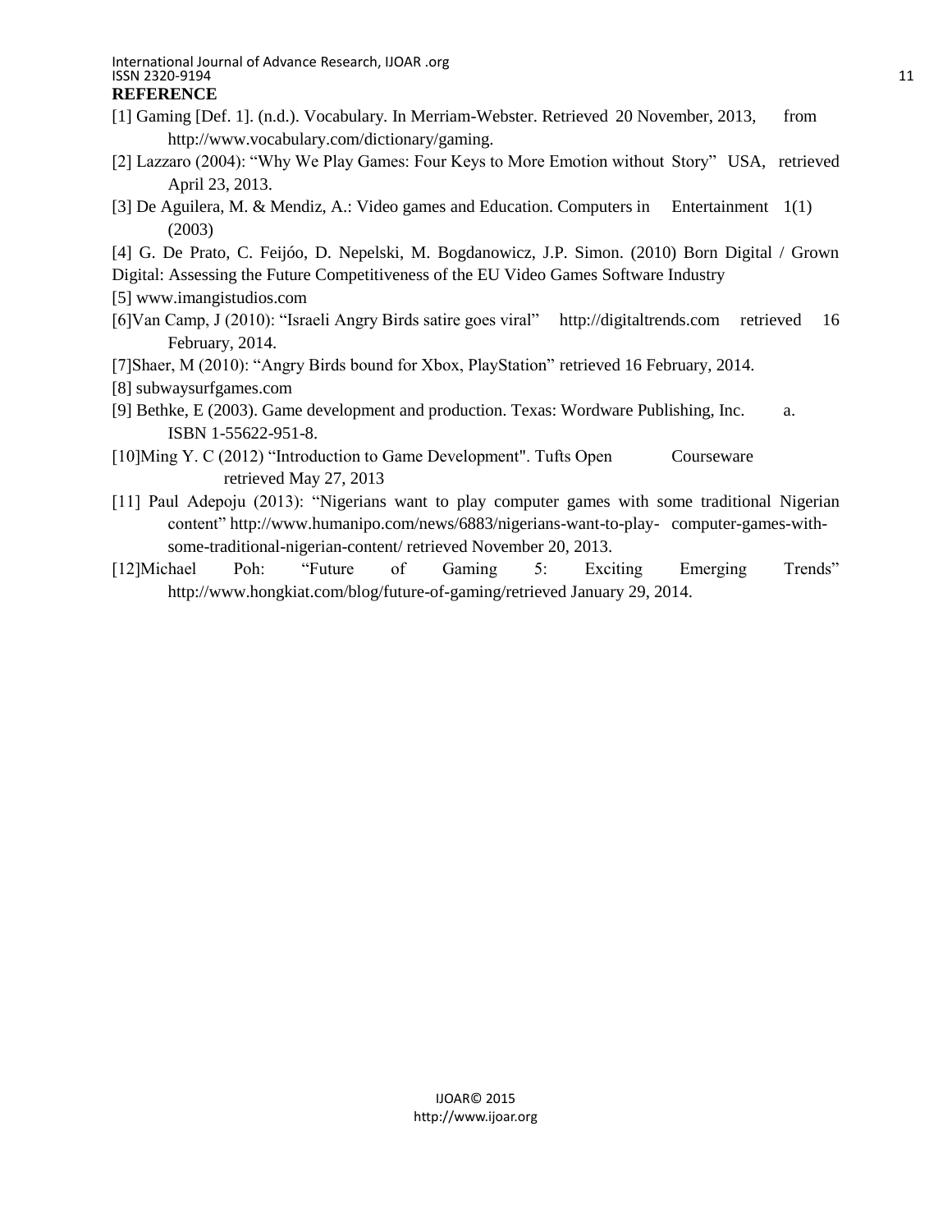**REFERENCE**

[1] Gaming [Def. 1]. (n.d.). Vocabulary. In Merriam-Webster. Retrieved 20 November, 2013, from http://www.vocabulary.com/dictionary/gaming.

[2] Lazzaro (2004): "Why We Play Games: Four Keys to More Emotion without Story" USA, retrieved April 23, 2013.

[3] De Aguilera, M. & Mendiz, A.: Video games and Education. Computers in Entertainment 1(1) (2003)

[4] G. De Prato, C. Feijóo, D. Nepelski, M. Bogdanowicz, J.P. Simon. (2010) Born Digital / Grown Digital: Assessing the Future Competitiveness of the EU Video Games Software Industry

[5] www.imangistudios.com

[6]Van Camp, J (2010): "Israeli Angry Birds satire goes viral" http://digitaltrends.com retrieved 16 February, 2014.

[7]Shaer, M (2010): "Angry Birds bound for Xbox, PlayStation" retrieved 16 February, 2014.

[8] subwaysurfgames.com

[9] Bethke, E (2003). Game development and production. Texas: Wordware Publishing, Inc. a. ISBN 1-55622-951-8.

[10]Ming Y. C (2012) "Introduction to Game Development". Tufts Open Courseware retrieved May 27, 2013

[11] Paul Adepoju (2013): "Nigerians want to play computer games with some traditional Nigerian content" http://www.humanipo.com/news/6883/nigerians-want-to-play- computer-games-with-some-traditional-nigerian-content/ retrieved November 20, 2013.

[12]Michael Poh: "Future of Gaming 5: Exciting Emerging Trends" http://www.hongkiat.com/blog/future-of-gaming/retrieved January 29, 2014.